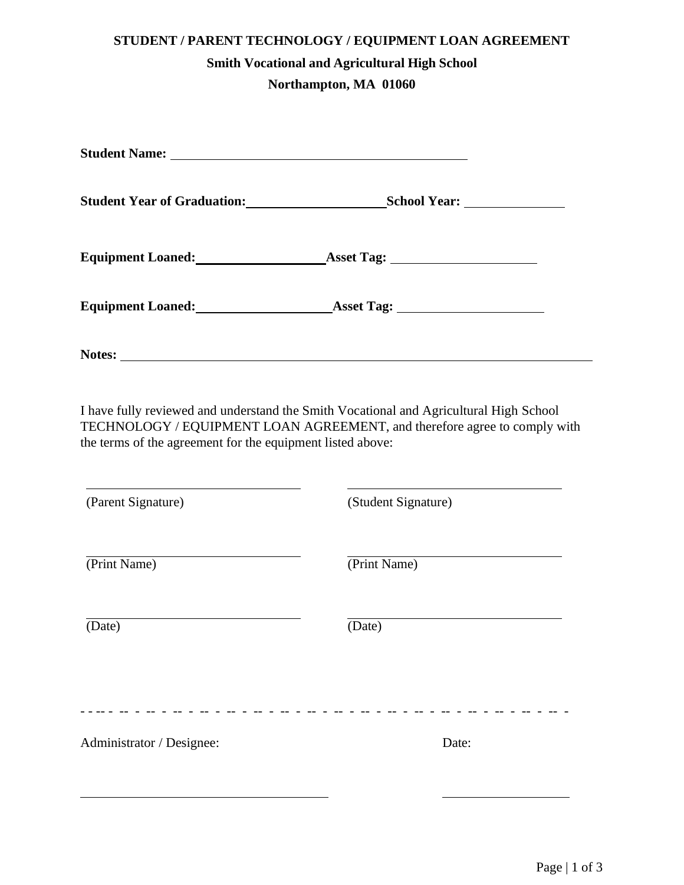**STUDENT / PARENT TECHNOLOGY / EQUIPMENT LOAN AGREEMENT**

**Smith Vocational and Agricultural High School**

**Northampton, MA 01060**

**Student Name:** ______________________________________________

**Student Year of Graduation:** ____________________ **School Year:** ______________

**Equipment Loaned:** __________________ **Asset Tag:** ______________________

**Equipment Loaned:** ____________________ **Asset Tag:** ______________________

**Notes:** ________________________________________________________________________

I have fully reviewed and understand the Smith Vocational and Agricultural High School TECHNOLOGY / EQUIPMENT LOAN AGREEMENT, and therefore agree to comply with the terms of the agreement for the equipment listed above:

| | |
|---|---|
| ________________________________ | ________________________________ |
| (Parent Signature) | (Student Signature) |
| ________________________________ | ________________________________ |
| (Print Name) | (Print Name) |
| ________________________________ | ________________________________ |
| (Date) | (Date) |

- - -- - -- - -- - -- - -- - -- - -- - -- - -- - -- - -- - -- - -- - -- - -- - -- - -- - -- - -- - -- - -- -

Administrator / Designee: ________________________________ Date: ________________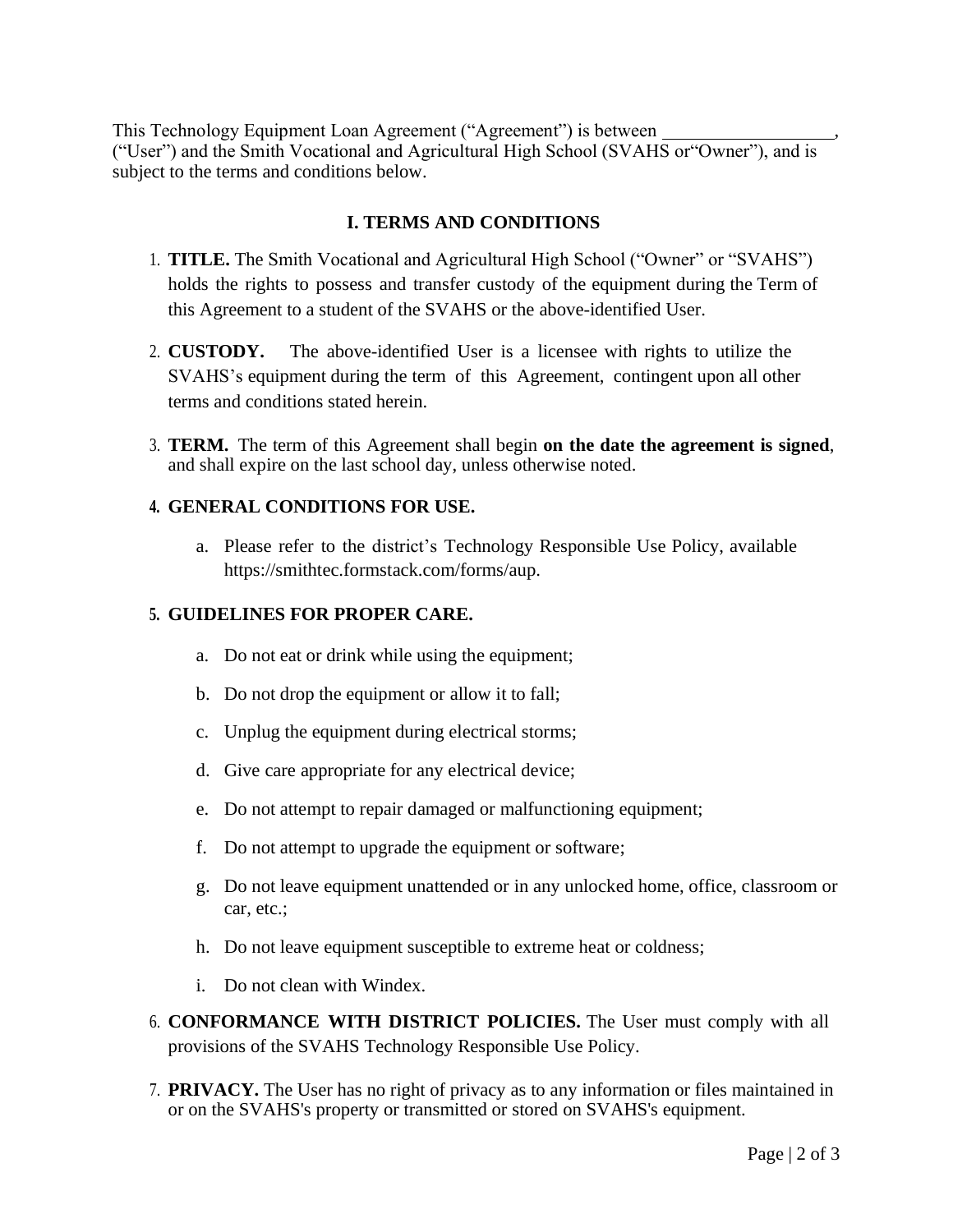This Technology Equipment Loan Agreement ("Agreement") is between __________________, ("User") and the Smith Vocational and Agricultural High School (SVAHS or"Owner"), and is subject to the terms and conditions below.

## I. TERMS AND CONDITIONS

1. **TITLE.** The Smith Vocational and Agricultural High School ("Owner" or "SVAHS") holds the rights to possess and transfer custody of the equipment during the Term of this Agreement to a student of the SVAHS or the above-identified User.

2. **CUSTODY.** The above-identified User is a licensee with rights to utilize the SVAHS's equipment during the term of this Agreement, contingent upon all other terms and conditions stated herein.

3. **TERM.** The term of this Agreement shall begin **on the date the agreement is signed**, and shall expire on the last school day, unless otherwise noted.

4. **GENERAL CONDITIONS FOR USE.**

   a. Please refer to the district's Technology Responsible Use Policy, available https://smithtec.formstack.com/forms/aup.

5. **GUIDELINES FOR PROPER CARE.**

   a. Do not eat or drink while using the equipment;

   b. Do not drop the equipment or allow it to fall;

   c. Unplug the equipment during electrical storms;

   d. Give care appropriate for any electrical device;

   e. Do not attempt to repair damaged or malfunctioning equipment;

   f. Do not attempt to upgrade the equipment or software;

   g. Do not leave equipment unattended or in any unlocked home, office, classroom or car, etc.;

   h. Do not leave equipment susceptible to extreme heat or coldness;

   i. Do not clean with Windex.

6. **CONFORMANCE WITH DISTRICT POLICIES.** The User must comply with all provisions of the SVAHS Technology Responsible Use Policy.

7. **PRIVACY.** The User has no right of privacy as to any information or files maintained in or on the SVAHS's property or transmitted or stored on SVAHS's equipment.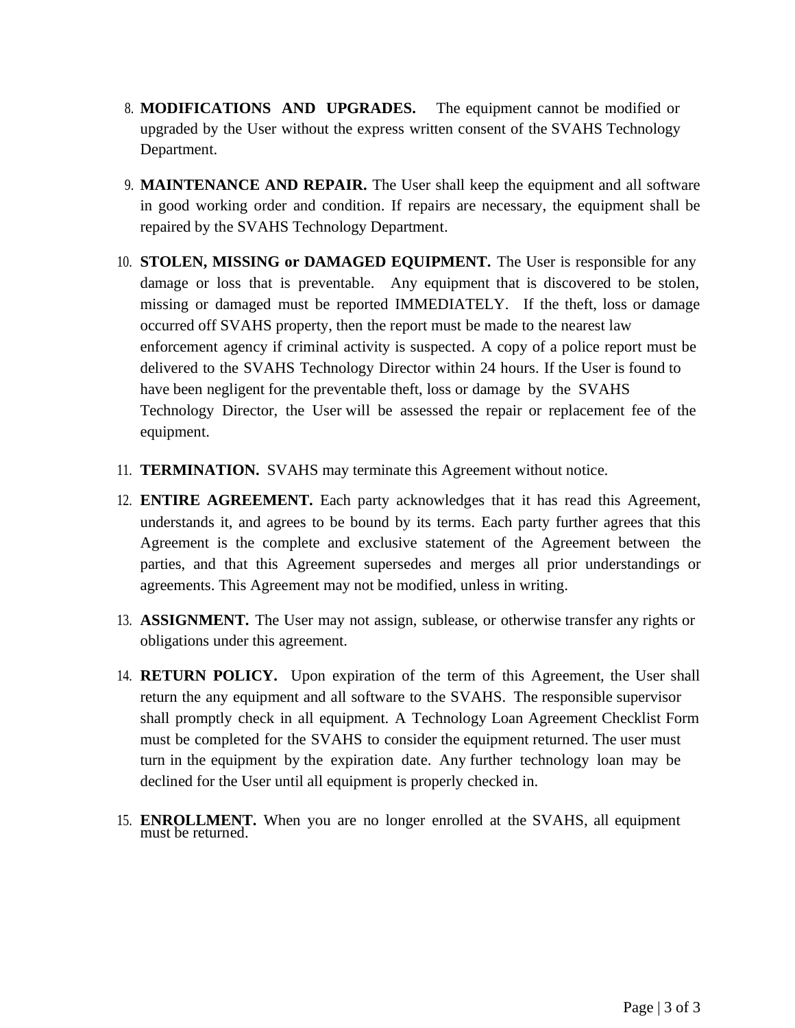8. **MODIFICATIONS AND UPGRADES.** The equipment cannot be modified or upgraded by the User without the express written consent of the SVAHS Technology Department.

9. **MAINTENANCE AND REPAIR.** The User shall keep the equipment and all software in good working order and condition. If repairs are necessary, the equipment shall be repaired by the SVAHS Technology Department.

10. **STOLEN, MISSING or DAMAGED EQUIPMENT.** The User is responsible for any damage or loss that is preventable. Any equipment that is discovered to be stolen, missing or damaged must be reported IMMEDIATELY. If the theft, loss or damage occurred off SVAHS property, then the report must be made to the nearest law enforcement agency if criminal activity is suspected. A copy of a police report must be delivered to the SVAHS Technology Director within 24 hours. If the User is found to have been negligent for the preventable theft, loss or damage by the SVAHS Technology Director, the User will be assessed the repair or replacement fee of the equipment.

11. **TERMINATION.** SVAHS may terminate this Agreement without notice.

12. **ENTIRE AGREEMENT.** Each party acknowledges that it has read this Agreement, understands it, and agrees to be bound by its terms. Each party further agrees that this Agreement is the complete and exclusive statement of the Agreement between the parties, and that this Agreement supersedes and merges all prior understandings or agreements. This Agreement may not be modified, unless in writing.

13. **ASSIGNMENT.** The User may not assign, sublease, or otherwise transfer any rights or obligations under this agreement.

14. **RETURN POLICY.** Upon expiration of the term of this Agreement, the User shall return the any equipment and all software to the SVAHS. The responsible supervisor shall promptly check in all equipment. A Technology Loan Agreement Checklist Form must be completed for the SVAHS to consider the equipment returned. The user must turn in the equipment by the expiration date. Any further technology loan may be declined for the User until all equipment is properly checked in.

15. **ENROLLMENT.** When you are no longer enrolled at the SVAHS, all equipment must be returned.